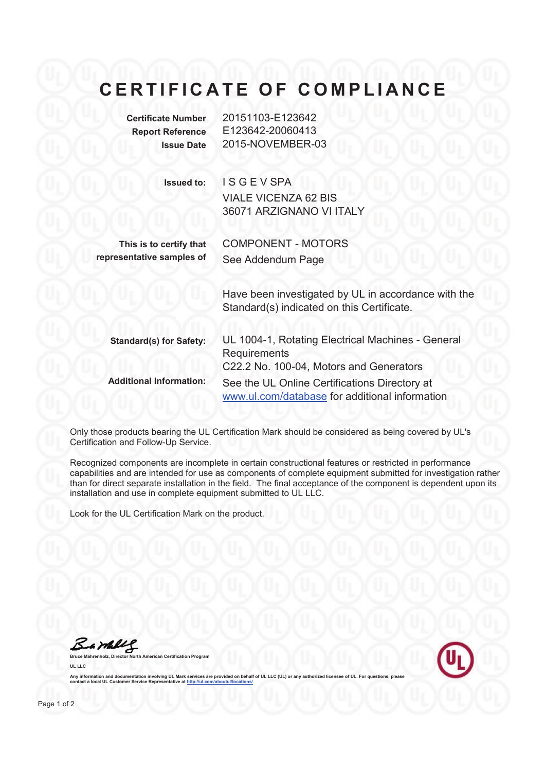# CERTIFICATE OF COMPLIANCE

**Certificate Number** 20151103-E123642
**Report Reference** E123642-20060413
**Issue Date** 2015-NOVEMBER-03

**Issued to:** I S G E V SPA
VIALE VICENZA 62 BIS
36071 ARZIGNANO VI ITALY

**This is to certify that representative samples of** COMPONENT - MOTORS
See Addendum Page

Have been investigated by UL in accordance with the Standard(s) indicated on this Certificate.

**Standard(s) for Safety:** UL 1004-1, Rotating Electrical Machines - General Requirements
C22.2 No. 100-04, Motors and Generators

**Additional Information:** See the UL Online Certifications Directory at www.ul.com/database for additional information

Only those products bearing the UL Certification Mark should be considered as being covered by UL's Certification and Follow-Up Service.

Recognized components are incomplete in certain constructional features or restricted in performance capabilities and are intended for use as components of complete equipment submitted for investigation rather than for direct separate installation in the field. The final acceptance of the component is dependent upon its installation and use in complete equipment submitted to UL LLC.

Look for the UL Certification Mark on the product.

**Bruce Mahrenholz, Director North American Certification Program**

**UL LLC**

**Any information and documentation involving UL Mark services are provided on behalf of UL LLC (UL) or any authorized licensee of UL. For questions, please contact a local UL Customer Service Representative at http://ul.com/aboutul/locations/**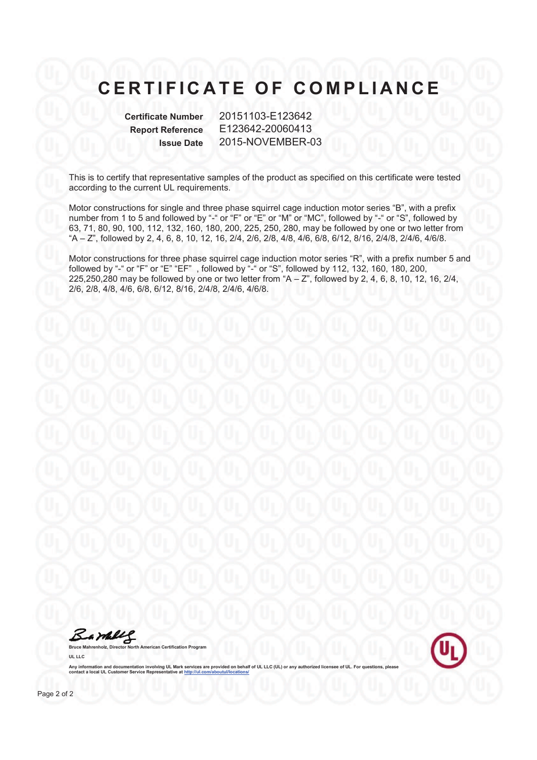# CERTIFICATE OF COMPLIANCE

**Certificate Number** 20151103-E123642
**Report Reference** E123642-20060413
**Issue Date** 2015-NOVEMBER-03

This is to certify that representative samples of the product as specified on this certificate were tested according to the current UL requirements.

Motor constructions for single and three phase squirrel cage induction motor series "B", with a prefix number from 1 to 5 and followed by "-" or "F" or "E" or "M" or "MC", followed by "-" or "S", followed by 63, 71, 80, 90, 100, 112, 132, 160, 180, 200, 225, 250, 280, may be followed by one or two letter from "A – Z", followed by 2, 4, 6, 8, 10, 12, 16, 2/4, 2/6, 2/8, 4/8, 4/6, 6/8, 6/12, 8/16, 2/4/8, 2/4/6, 4/6/8.

Motor constructions for three phase squirrel cage induction motor series "R", with a prefix number 5 and followed by "-" or "F" or "E" "EF" , followed by "-" or "S", followed by 112, 132, 160, 180, 200, 225,250,280 may be followed by one or two letter from "A – Z", followed by 2, 4, 6, 8, 10, 12, 16, 2/4, 2/6, 2/8, 4/8, 4/6, 6/8, 6/12, 8/16, 2/4/8, 2/4/6, 4/6/8.

**Bruce Mahrenholz, Director North American Certification Program**

**UL LLC**

**Any information and documentation involving UL Mark services are provided on behalf of UL LLC (UL) or any authorized licensee of UL. For questions, please contact a local UL Customer Service Representative at http://ul.com/aboutul/locations/**